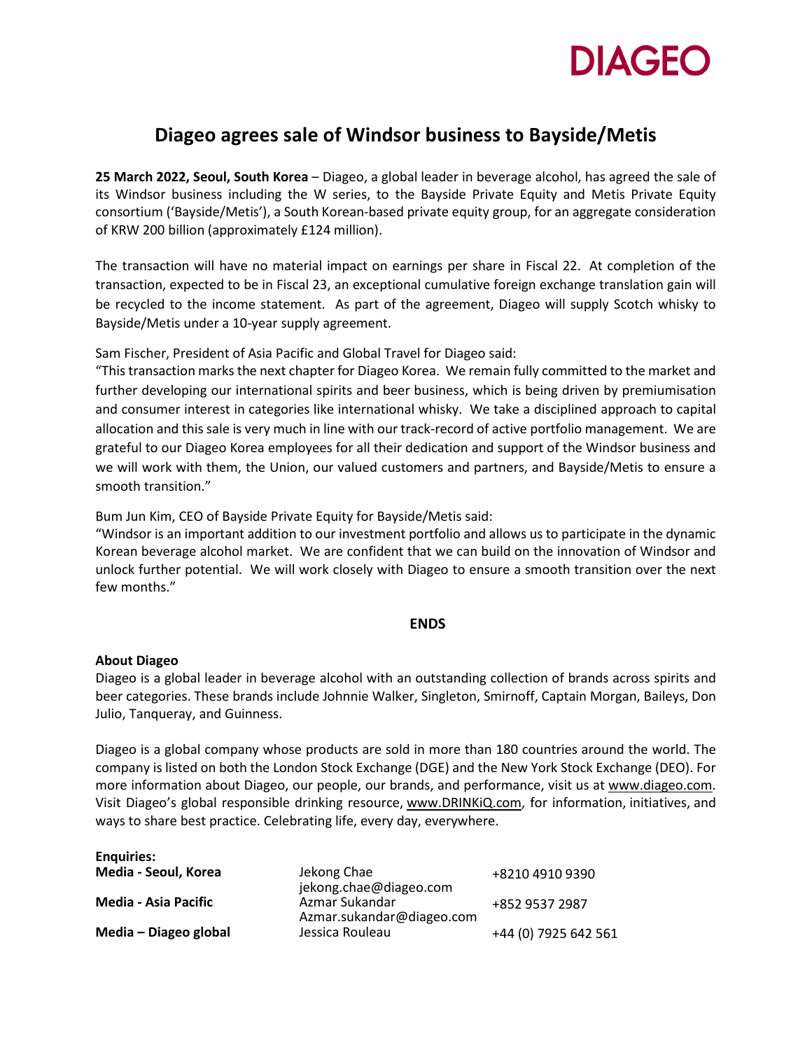DIAGEO

# Diageo agrees sale of Windsor business to Bayside/Metis

**25 March 2022, Seoul, South Korea** – Diageo, a global leader in beverage alcohol, has agreed the sale of its Windsor business including the W series, to the Bayside Private Equity and Metis Private Equity consortium ('Bayside/Metis'), a South Korean-based private equity group, for an aggregate consideration of KRW 200 billion (approximately £124 million).

The transaction will have no material impact on earnings per share in Fiscal 22. At completion of the transaction, expected to be in Fiscal 23, an exceptional cumulative foreign exchange translation gain will be recycled to the income statement. As part of the agreement, Diageo will supply Scotch whisky to Bayside/Metis under a 10-year supply agreement.

Sam Fischer, President of Asia Pacific and Global Travel for Diageo said:
"This transaction marks the next chapter for Diageo Korea. We remain fully committed to the market and further developing our international spirits and beer business, which is being driven by premiumisation and consumer interest in categories like international whisky. We take a disciplined approach to capital allocation and this sale is very much in line with our track-record of active portfolio management. We are grateful to our Diageo Korea employees for all their dedication and support of the Windsor business and we will work with them, the Union, our valued customers and partners, and Bayside/Metis to ensure a smooth transition."

Bum Jun Kim, CEO of Bayside Private Equity for Bayside/Metis said:
"Windsor is an important addition to our investment portfolio and allows us to participate in the dynamic Korean beverage alcohol market. We are confident that we can build on the innovation of Windsor and unlock further potential. We will work closely with Diageo to ensure a smooth transition over the next few months."

**ENDS**

**About Diageo**
Diageo is a global leader in beverage alcohol with an outstanding collection of brands across spirits and beer categories. These brands include Johnnie Walker, Singleton, Smirnoff, Captain Morgan, Baileys, Don Julio, Tanqueray, and Guinness.

Diageo is a global company whose products are sold in more than 180 countries around the world. The company is listed on both the London Stock Exchange (DGE) and the New York Stock Exchange (DEO). For more information about Diageo, our people, our brands, and performance, visit us at www.diageo.com. Visit Diageo's global responsible drinking resource, www.DRINKiQ.com, for information, initiatives, and ways to share best practice. Celebrating life, every day, everywhere.

**Enquiries:**

| | | |
|---|---|---|
| **Media - Seoul, Korea** | Jekong Chae<br>jekong.chae@diageo.com | +8210 4910 9390 |
| **Media - Asia Pacific** | Azmar Sukandar<br>Azmar.sukandar@diageo.com | +852 9537 2987 |
| **Media – Diageo global** | Jessica Rouleau | +44 (0) 7925 642 561 |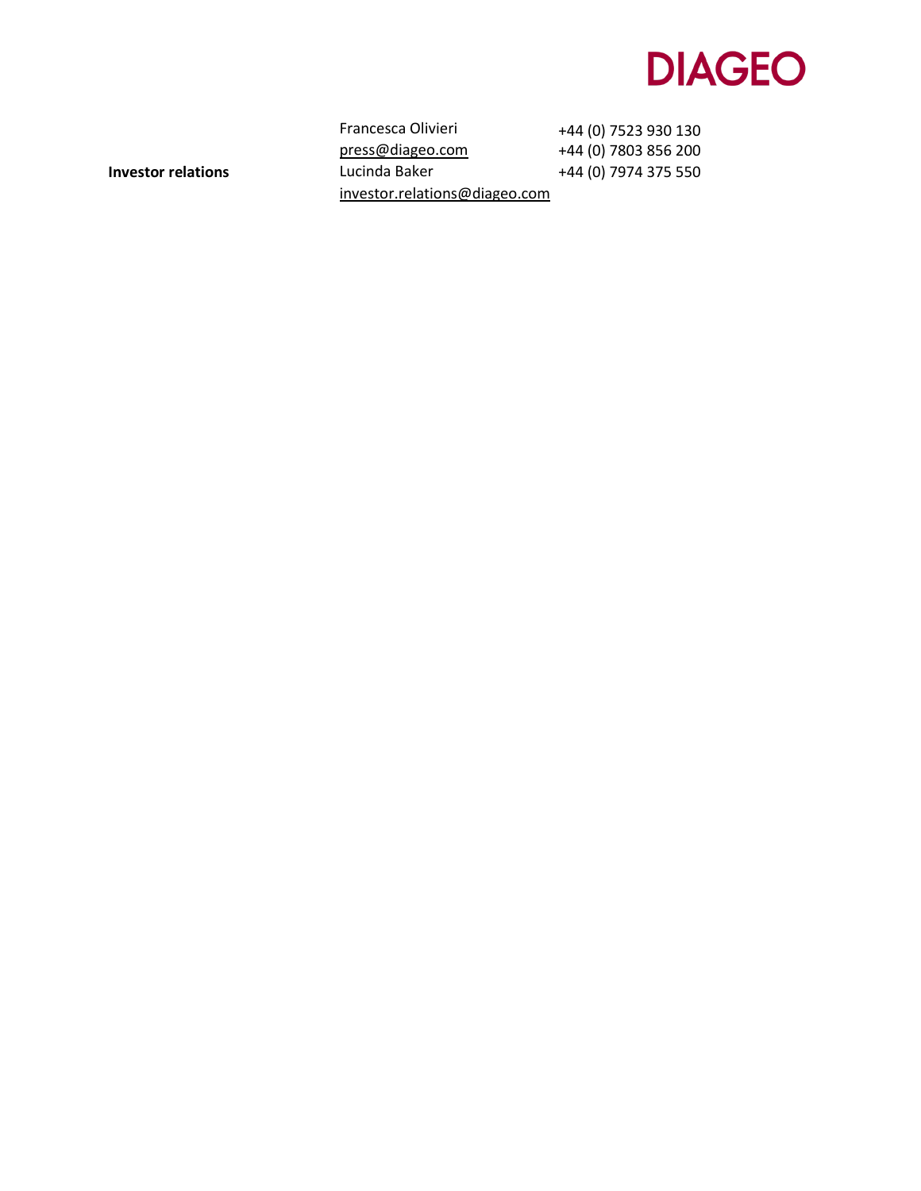| | | |
|---|---|---|
| | Francesca Olivieri | +44 (0) 7523 930 130 |
| | press@diageo.com | +44 (0) 7803 856 200 |
| **Investor relations** | Lucinda Baker | +44 (0) 7974 375 550 |
| | investor.relations@diageo.com | |